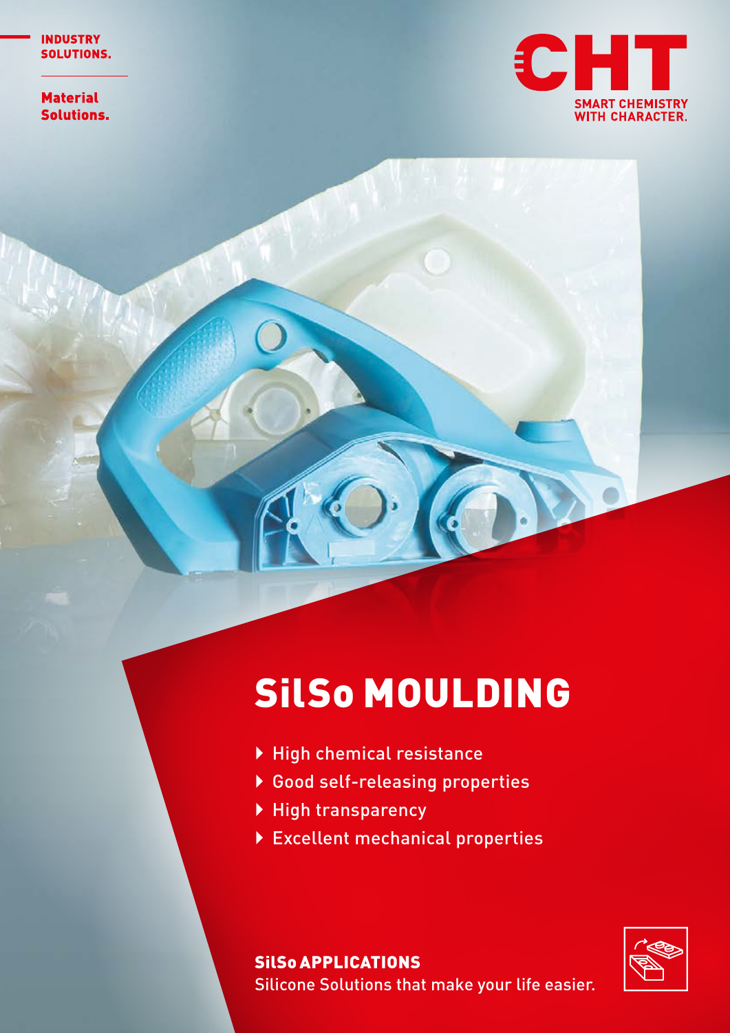INDUSTRY SOLUTIONS.

Material Solutions.

CHT
SMART CHEMISTRY WITH CHARACTER.

# SilSo MOULDING

- High chemical resistance
- Good self-releasing properties
- High transparency
- Excellent mechanical properties

**SilSo APPLICATIONS**
Silicone Solutions that make your life easier.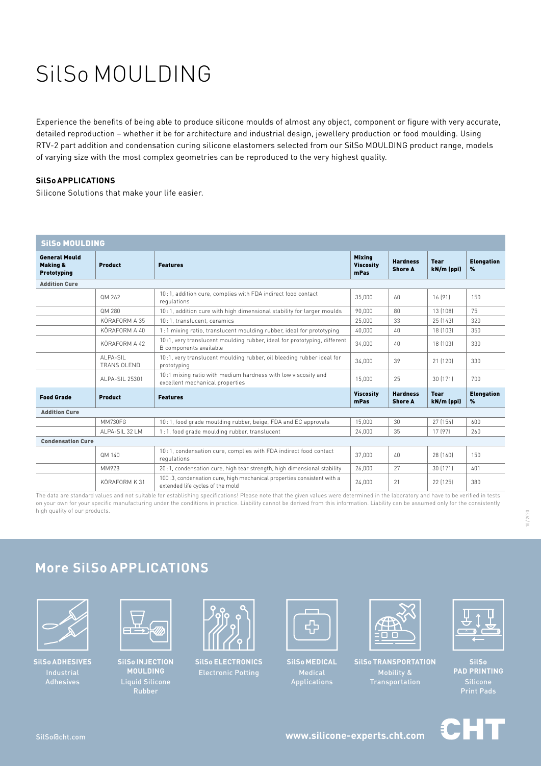# SilSo MOULDING

Experience the benefits of being able to produce silicone moulds of almost any object, component or figure with very accurate, detailed reproduction – whether it be for architecture and industrial design, jewellery production or food moulding. Using RTV-2 part addition and condensation curing silicone elastomers selected from our SilSo MOULDING product range, models of varying size with the most complex geometries can be reproduced to the very highest quality.

**SilSo APPLICATIONS**

Silicone Solutions that make your life easier.

**SilSo MOULDING**

| General Mould Making & Prototyping | Product | Features | Mixing Viscosity mPas | Hardness Shore A | Tear kN/m (ppi) | Elongation % |
|---|---|---|---|---|---|---|
| **Addition Cure** | | | | | | |
| | QM 262 | 10 : 1, addition cure, complies with FDA indirect food contact regulations | 35,000 | 60 | 16 (91) | 150 |
| | QM 280 | 10 : 1, addition cure with high dimensional stability for larger moulds | 90,000 | 80 | 13 (108) | 75 |
| | KÖRAFORM A 35 | 10 : 1, translucent, ceramics | 25,000 | 33 | 25 (143) | 320 |
| | KÖRAFORM A 40 | 1 : 1 mixing ratio, translucent moulding rubber, ideal for prototyping | 40,000 | 40 | 18 (103) | 350 |
| | KÖRAFORM A 42 | 10 :1, very translucent moulding rubber, ideal for prototyping, different B components available | 34,000 | 40 | 18 (103) | 330 |
| | ALPA-SIL TRANS OLEND | 10 :1, very translucent moulding rubber, oil bleeding rubber ideal for prototyping | 34,000 | 39 | 21 (120) | 330 |
| | ALPA-SIL 25301 | 10 :1 mixing ratio with medium hardness with low viscosity and excellent mechanical properties | 15,000 | 25 | 30 (171) | 700 |
| **Food Grade** | **Product** | **Features** | **Viscosity mPas** | **Hardness Shore A** | **Tear kN/m (ppi)** | **Elongation %** |
| **Addition Cure** | | | | | | |
| | MM730FG | 10 : 1, food grade moulding rubber, beige, FDA and EC approvals | 15,000 | 30 | 27 (154) | 600 |
| | ALPA-SIL 32 LM | 1 : 1, food grade moulding rubber, translucent | 24,000 | 35 | 17 (97) | 260 |
| **Condensation Cure** | | | | | | |
| | QM 140 | 10 : 1, condensation cure, complies with FDA indirect food contact regulations | 37,000 | 40 | 28 (160) | 150 |
| | MM928 | 20 : 1, condensation cure, high tear strength, high dimensional stability | 26,000 | 27 | 30 (171) | 401 |
| | KÖRAFORM K 31 | 100 : 3, condensation cure, high mechanical properties consistent with a extended life cycles of the mold | 24,000 | 21 | 22 (125) | 380 |

The data are standard values and not suitable for establishing specifications! Please note that the given values were determined in the laboratory and have to be verified in tests on your own for your specific manufacturing under the conditions in practice. Liability cannot be derived from this information. Liability can be assumed only for the consistently high quality of our products.

## More SilSo APPLICATIONS

**SilSo ADHESIVES**
Industrial Adhesives

**SilSo INJECTION MOULDING**
Liquid Silicone Rubber

**SilSo ELECTRONICS**
Electronic Potting

**SilSo MEDICAL**
Medical Applications

**SilSo TRANSPORTATION**
Mobility & Transportation

**SilSo PAD PRINTING**
Silicone Print Pads

SilSo@cht.com

www.silicone-experts.cht.com

CHT